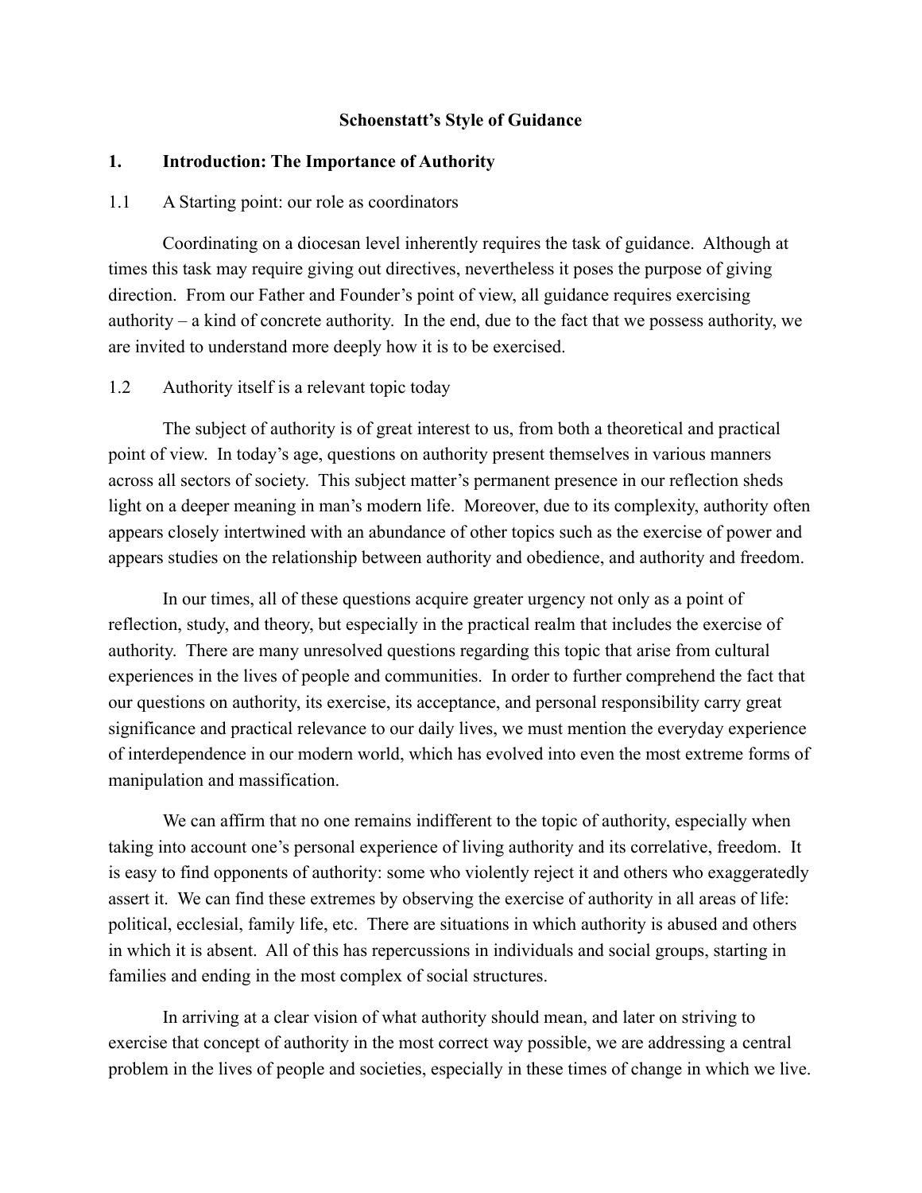# Schoenstatt's Style of Guidance

## 1. Introduction: The Importance of Authority

### 1.1 A Starting point: our role as coordinators

Coordinating on a diocesan level inherently requires the task of guidance. Although at times this task may require giving out directives, nevertheless it poses the purpose of giving direction. From our Father and Founder's point of view, all guidance requires exercising authority – a kind of concrete authority. In the end, due to the fact that we possess authority, we are invited to understand more deeply how it is to be exercised.

### 1.2 Authority itself is a relevant topic today

The subject of authority is of great interest to us, from both a theoretical and practical point of view. In today's age, questions on authority present themselves in various manners across all sectors of society. This subject matter's permanent presence in our reflection sheds light on a deeper meaning in man's modern life. Moreover, due to its complexity, authority often appears closely intertwined with an abundance of other topics such as the exercise of power and appears studies on the relationship between authority and obedience, and authority and freedom.

In our times, all of these questions acquire greater urgency not only as a point of reflection, study, and theory, but especially in the practical realm that includes the exercise of authority. There are many unresolved questions regarding this topic that arise from cultural experiences in the lives of people and communities. In order to further comprehend the fact that our questions on authority, its exercise, its acceptance, and personal responsibility carry great significance and practical relevance to our daily lives, we must mention the everyday experience of interdependence in our modern world, which has evolved into even the most extreme forms of manipulation and massification.

We can affirm that no one remains indifferent to the topic of authority, especially when taking into account one's personal experience of living authority and its correlative, freedom. It is easy to find opponents of authority: some who violently reject it and others who exaggeratedly assert it. We can find these extremes by observing the exercise of authority in all areas of life: political, ecclesial, family life, etc. There are situations in which authority is abused and others in which it is absent. All of this has repercussions in individuals and social groups, starting in families and ending in the most complex of social structures.

In arriving at a clear vision of what authority should mean, and later on striving to exercise that concept of authority in the most correct way possible, we are addressing a central problem in the lives of people and societies, especially in these times of change in which we live.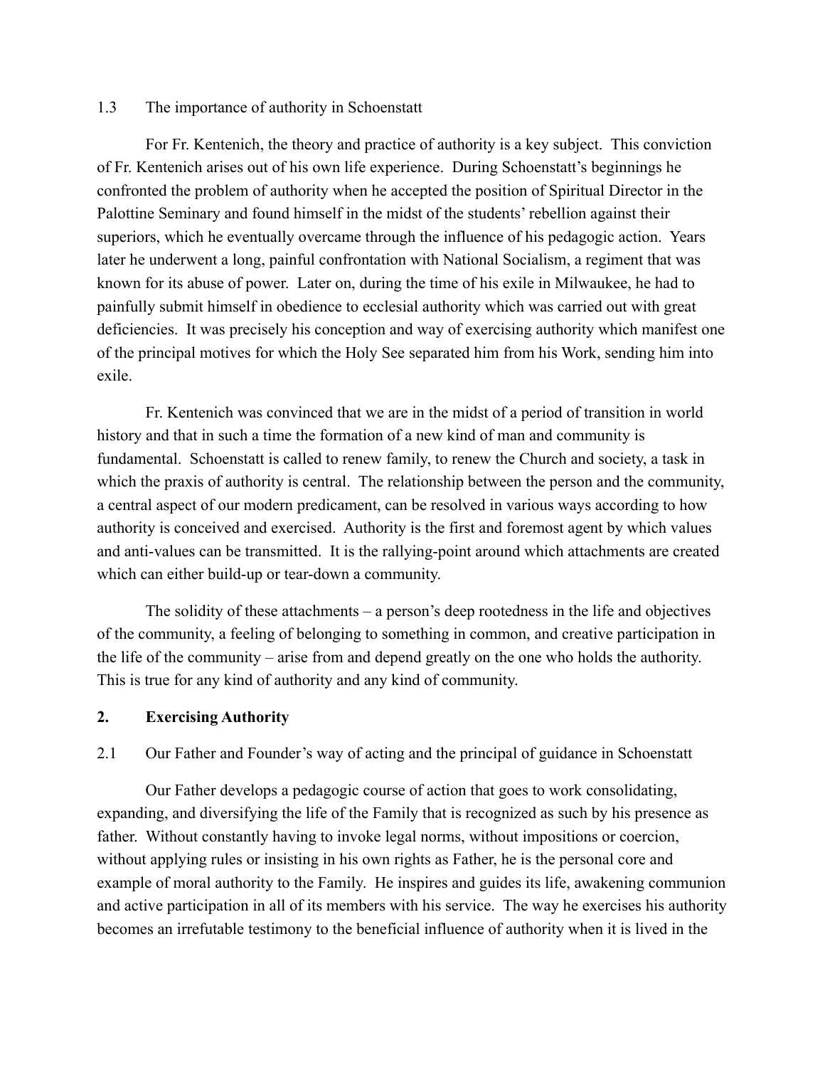### 1.3 The importance of authority in Schoenstatt

For Fr. Kentenich, the theory and practice of authority is a key subject. This conviction of Fr. Kentenich arises out of his own life experience. During Schoenstatt's beginnings he confronted the problem of authority when he accepted the position of Spiritual Director in the Palottine Seminary and found himself in the midst of the students' rebellion against their superiors, which he eventually overcame through the influence of his pedagogic action. Years later he underwent a long, painful confrontation with National Socialism, a regiment that was known for its abuse of power. Later on, during the time of his exile in Milwaukee, he had to painfully submit himself in obedience to ecclesial authority which was carried out with great deficiencies. It was precisely his conception and way of exercising authority which manifest one of the principal motives for which the Holy See separated him from his Work, sending him into exile.

Fr. Kentenich was convinced that we are in the midst of a period of transition in world history and that in such a time the formation of a new kind of man and community is fundamental. Schoenstatt is called to renew family, to renew the Church and society, a task in which the praxis of authority is central. The relationship between the person and the community, a central aspect of our modern predicament, can be resolved in various ways according to how authority is conceived and exercised. Authority is the first and foremost agent by which values and anti-values can be transmitted. It is the rallying-point around which attachments are created which can either build-up or tear-down a community.

The solidity of these attachments – a person's deep rootedness in the life and objectives of the community, a feeling of belonging to something in common, and creative participation in the life of the community – arise from and depend greatly on the one who holds the authority. This is true for any kind of authority and any kind of community.

## 2. Exercising Authority

### 2.1 Our Father and Founder's way of acting and the principal of guidance in Schoenstatt

Our Father develops a pedagogic course of action that goes to work consolidating, expanding, and diversifying the life of the Family that is recognized as such by his presence as father. Without constantly having to invoke legal norms, without impositions or coercion, without applying rules or insisting in his own rights as Father, he is the personal core and example of moral authority to the Family. He inspires and guides its life, awakening communion and active participation in all of its members with his service. The way he exercises his authority becomes an irrefutable testimony to the beneficial influence of authority when it is lived in the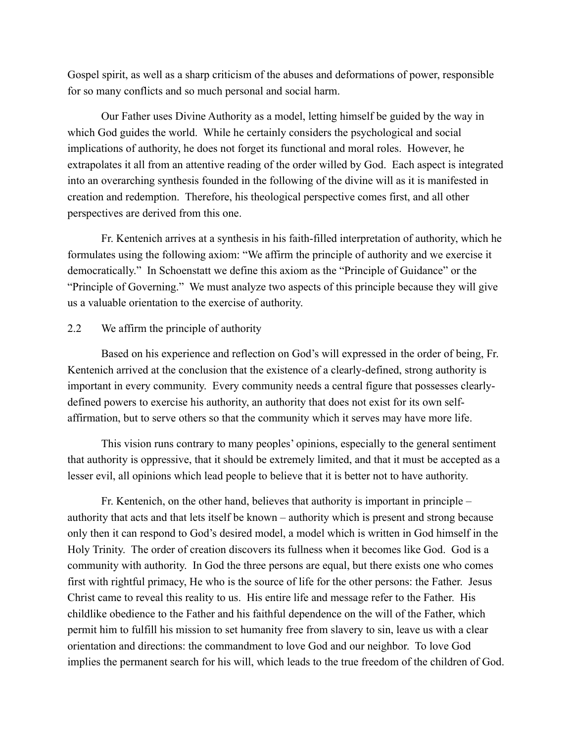Gospel spirit, as well as a sharp criticism of the abuses and deformations of power, responsible for so many conflicts and so much personal and social harm.

Our Father uses Divine Authority as a model, letting himself be guided by the way in which God guides the world. While he certainly considers the psychological and social implications of authority, he does not forget its functional and moral roles. However, he extrapolates it all from an attentive reading of the order willed by God. Each aspect is integrated into an overarching synthesis founded in the following of the divine will as it is manifested in creation and redemption. Therefore, his theological perspective comes first, and all other perspectives are derived from this one.

Fr. Kentenich arrives at a synthesis in his faith-filled interpretation of authority, which he formulates using the following axiom: "We affirm the principle of authority and we exercise it democratically." In Schoenstatt we define this axiom as the "Principle of Guidance" or the "Principle of Governing." We must analyze two aspects of this principle because they will give us a valuable orientation to the exercise of authority.

## 2.2 We affirm the principle of authority

Based on his experience and reflection on God's will expressed in the order of being, Fr. Kentenich arrived at the conclusion that the existence of a clearly-defined, strong authority is important in every community. Every community needs a central figure that possesses clearly-defined powers to exercise his authority, an authority that does not exist for its own self-affirmation, but to serve others so that the community which it serves may have more life.

This vision runs contrary to many peoples' opinions, especially to the general sentiment that authority is oppressive, that it should be extremely limited, and that it must be accepted as a lesser evil, all opinions which lead people to believe that it is better not to have authority.

Fr. Kentenich, on the other hand, believes that authority is important in principle – authority that acts and that lets itself be known – authority which is present and strong because only then it can respond to God's desired model, a model which is written in God himself in the Holy Trinity. The order of creation discovers its fullness when it becomes like God. God is a community with authority. In God the three persons are equal, but there exists one who comes first with rightful primacy, He who is the source of life for the other persons: the Father. Jesus Christ came to reveal this reality to us. His entire life and message refer to the Father. His childlike obedience to the Father and his faithful dependence on the will of the Father, which permit him to fulfill his mission to set humanity free from slavery to sin, leave us with a clear orientation and directions: the commandment to love God and our neighbor. To love God implies the permanent search for his will, which leads to the true freedom of the children of God.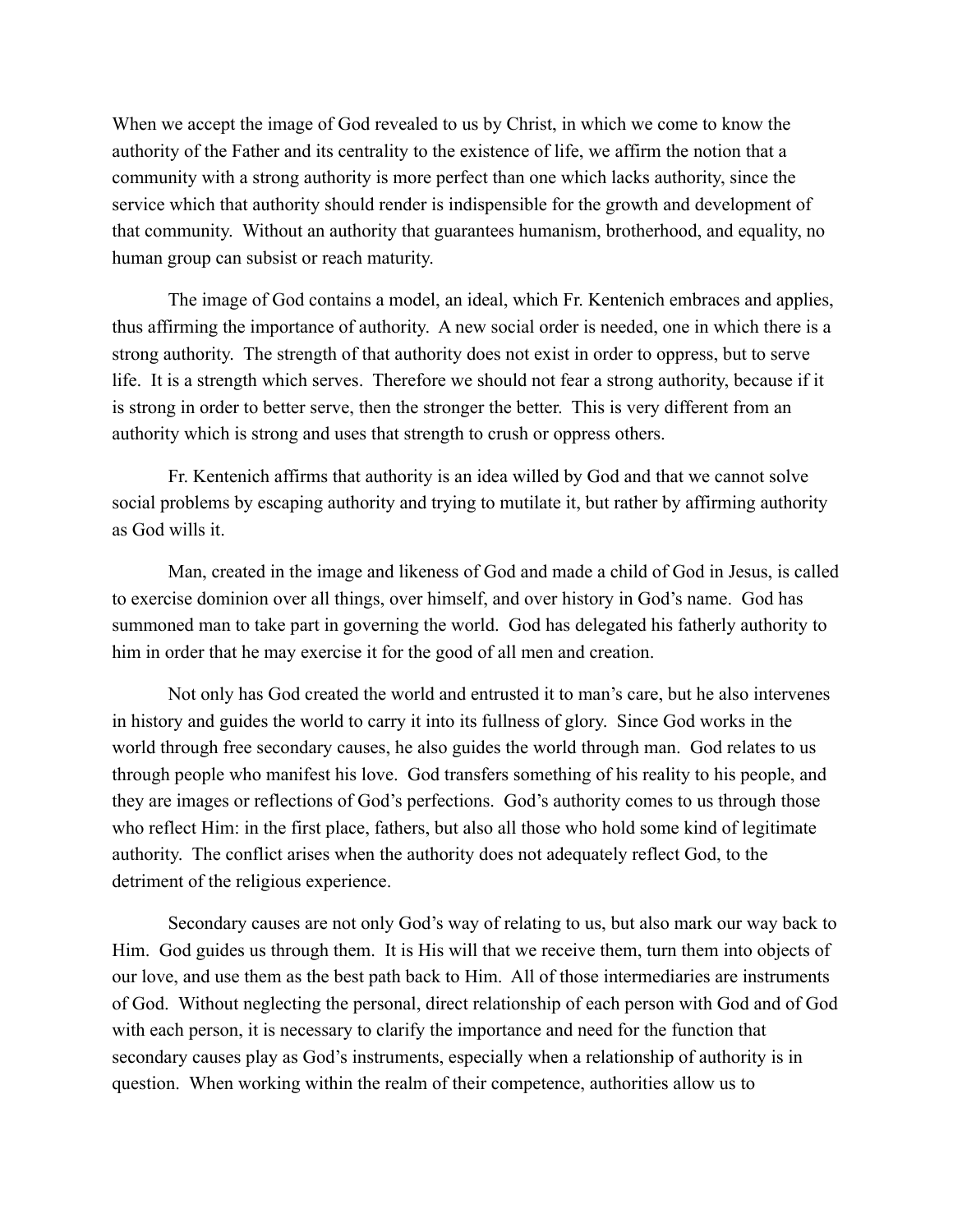When we accept the image of God revealed to us by Christ, in which we come to know the authority of the Father and its centrality to the existence of life, we affirm the notion that a community with a strong authority is more perfect than one which lacks authority, since the service which that authority should render is indispensible for the growth and development of that community. Without an authority that guarantees humanism, brotherhood, and equality, no human group can subsist or reach maturity.

The image of God contains a model, an ideal, which Fr. Kentenich embraces and applies, thus affirming the importance of authority. A new social order is needed, one in which there is a strong authority. The strength of that authority does not exist in order to oppress, but to serve life. It is a strength which serves. Therefore we should not fear a strong authority, because if it is strong in order to better serve, then the stronger the better. This is very different from an authority which is strong and uses that strength to crush or oppress others.

Fr. Kentenich affirms that authority is an idea willed by God and that we cannot solve social problems by escaping authority and trying to mutilate it, but rather by affirming authority as God wills it.

Man, created in the image and likeness of God and made a child of God in Jesus, is called to exercise dominion over all things, over himself, and over history in God's name. God has summoned man to take part in governing the world. God has delegated his fatherly authority to him in order that he may exercise it for the good of all men and creation.

Not only has God created the world and entrusted it to man's care, but he also intervenes in history and guides the world to carry it into its fullness of glory. Since God works in the world through free secondary causes, he also guides the world through man. God relates to us through people who manifest his love. God transfers something of his reality to his people, and they are images or reflections of God's perfections. God's authority comes to us through those who reflect Him: in the first place, fathers, but also all those who hold some kind of legitimate authority. The conflict arises when the authority does not adequately reflect God, to the detriment of the religious experience.

Secondary causes are not only God's way of relating to us, but also mark our way back to Him. God guides us through them. It is His will that we receive them, turn them into objects of our love, and use them as the best path back to Him. All of those intermediaries are instruments of God. Without neglecting the personal, direct relationship of each person with God and of God with each person, it is necessary to clarify the importance and need for the function that secondary causes play as God's instruments, especially when a relationship of authority is in question. When working within the realm of their competence, authorities allow us to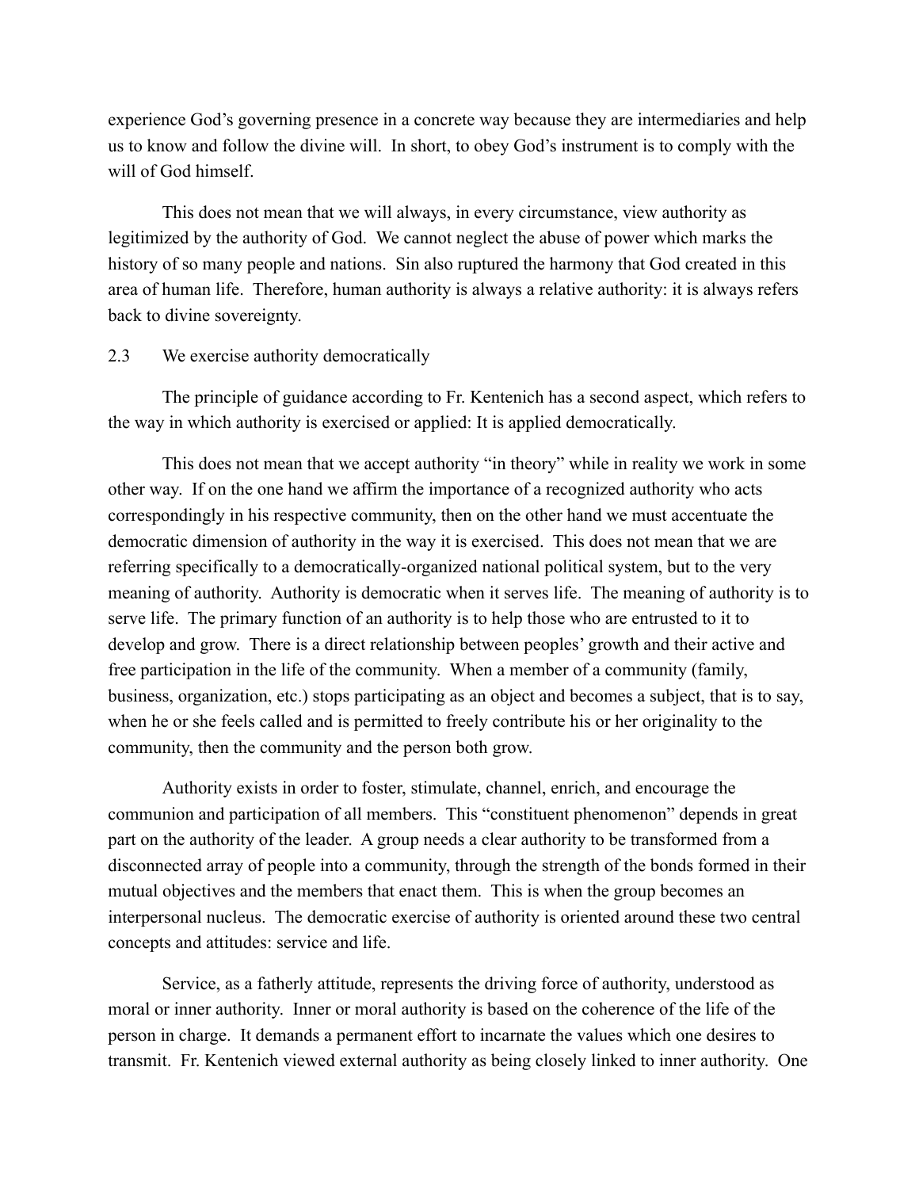experience God's governing presence in a concrete way because they are intermediaries and help us to know and follow the divine will. In short, to obey God's instrument is to comply with the will of God himself.

This does not mean that we will always, in every circumstance, view authority as legitimized by the authority of God. We cannot neglect the abuse of power which marks the history of so many people and nations. Sin also ruptured the harmony that God created in this area of human life. Therefore, human authority is always a relative authority: it is always refers back to divine sovereignty.

### 2.3 We exercise authority democratically

The principle of guidance according to Fr. Kentenich has a second aspect, which refers to the way in which authority is exercised or applied: It is applied democratically.

This does not mean that we accept authority "in theory" while in reality we work in some other way. If on the one hand we affirm the importance of a recognized authority who acts correspondingly in his respective community, then on the other hand we must accentuate the democratic dimension of authority in the way it is exercised. This does not mean that we are referring specifically to a democratically-organized national political system, but to the very meaning of authority. Authority is democratic when it serves life. The meaning of authority is to serve life. The primary function of an authority is to help those who are entrusted to it to develop and grow. There is a direct relationship between peoples' growth and their active and free participation in the life of the community. When a member of a community (family, business, organization, etc.) stops participating as an object and becomes a subject, that is to say, when he or she feels called and is permitted to freely contribute his or her originality to the community, then the community and the person both grow.

Authority exists in order to foster, stimulate, channel, enrich, and encourage the communion and participation of all members. This "constituent phenomenon" depends in great part on the authority of the leader. A group needs a clear authority to be transformed from a disconnected array of people into a community, through the strength of the bonds formed in their mutual objectives and the members that enact them. This is when the group becomes an interpersonal nucleus. The democratic exercise of authority is oriented around these two central concepts and attitudes: service and life.

Service, as a fatherly attitude, represents the driving force of authority, understood as moral or inner authority. Inner or moral authority is based on the coherence of the life of the person in charge. It demands a permanent effort to incarnate the values which one desires to transmit. Fr. Kentenich viewed external authority as being closely linked to inner authority. One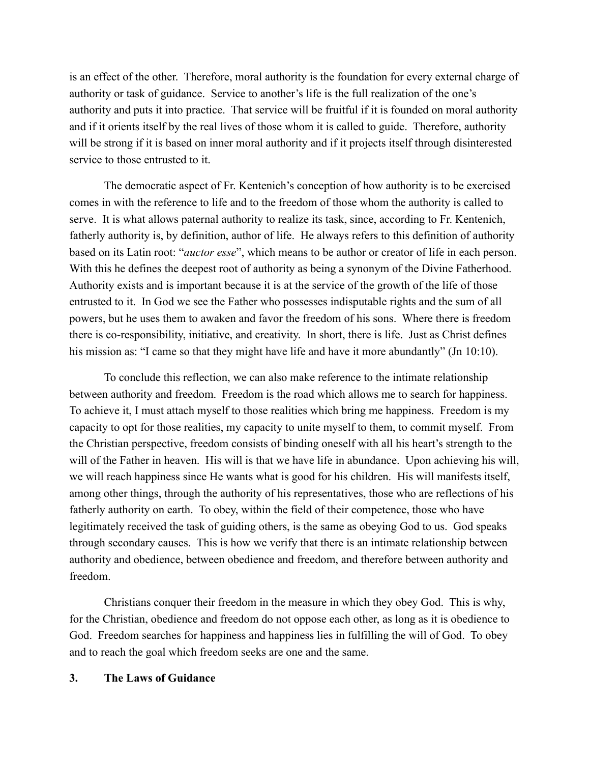is an effect of the other. Therefore, moral authority is the foundation for every external charge of authority or task of guidance. Service to another's life is the full realization of the one's authority and puts it into practice. That service will be fruitful if it is founded on moral authority and if it orients itself by the real lives of those whom it is called to guide. Therefore, authority will be strong if it is based on inner moral authority and if it projects itself through disinterested service to those entrusted to it.

The democratic aspect of Fr. Kentenich's conception of how authority is to be exercised comes in with the reference to life and to the freedom of those whom the authority is called to serve. It is what allows paternal authority to realize its task, since, according to Fr. Kentenich, fatherly authority is, by definition, author of life. He always refers to this definition of authority based on its Latin root: "*auctor esse*", which means to be author or creator of life in each person. With this he defines the deepest root of authority as being a synonym of the Divine Fatherhood. Authority exists and is important because it is at the service of the growth of the life of those entrusted to it. In God we see the Father who possesses indisputable rights and the sum of all powers, but he uses them to awaken and favor the freedom of his sons. Where there is freedom there is co-responsibility, initiative, and creativity. In short, there is life. Just as Christ defines his mission as: "I came so that they might have life and have it more abundantly" (Jn 10:10).

To conclude this reflection, we can also make reference to the intimate relationship between authority and freedom. Freedom is the road which allows me to search for happiness. To achieve it, I must attach myself to those realities which bring me happiness. Freedom is my capacity to opt for those realities, my capacity to unite myself to them, to commit myself. From the Christian perspective, freedom consists of binding oneself with all his heart's strength to the will of the Father in heaven. His will is that we have life in abundance. Upon achieving his will, we will reach happiness since He wants what is good for his children. His will manifests itself, among other things, through the authority of his representatives, those who are reflections of his fatherly authority on earth. To obey, within the field of their competence, those who have legitimately received the task of guiding others, is the same as obeying God to us. God speaks through secondary causes. This is how we verify that there is an intimate relationship between authority and obedience, between obedience and freedom, and therefore between authority and freedom.

Christians conquer their freedom in the measure in which they obey God. This is why, for the Christian, obedience and freedom do not oppose each other, as long as it is obedience to God. Freedom searches for happiness and happiness lies in fulfilling the will of God. To obey and to reach the goal which freedom seeks are one and the same.

## 3. The Laws of Guidance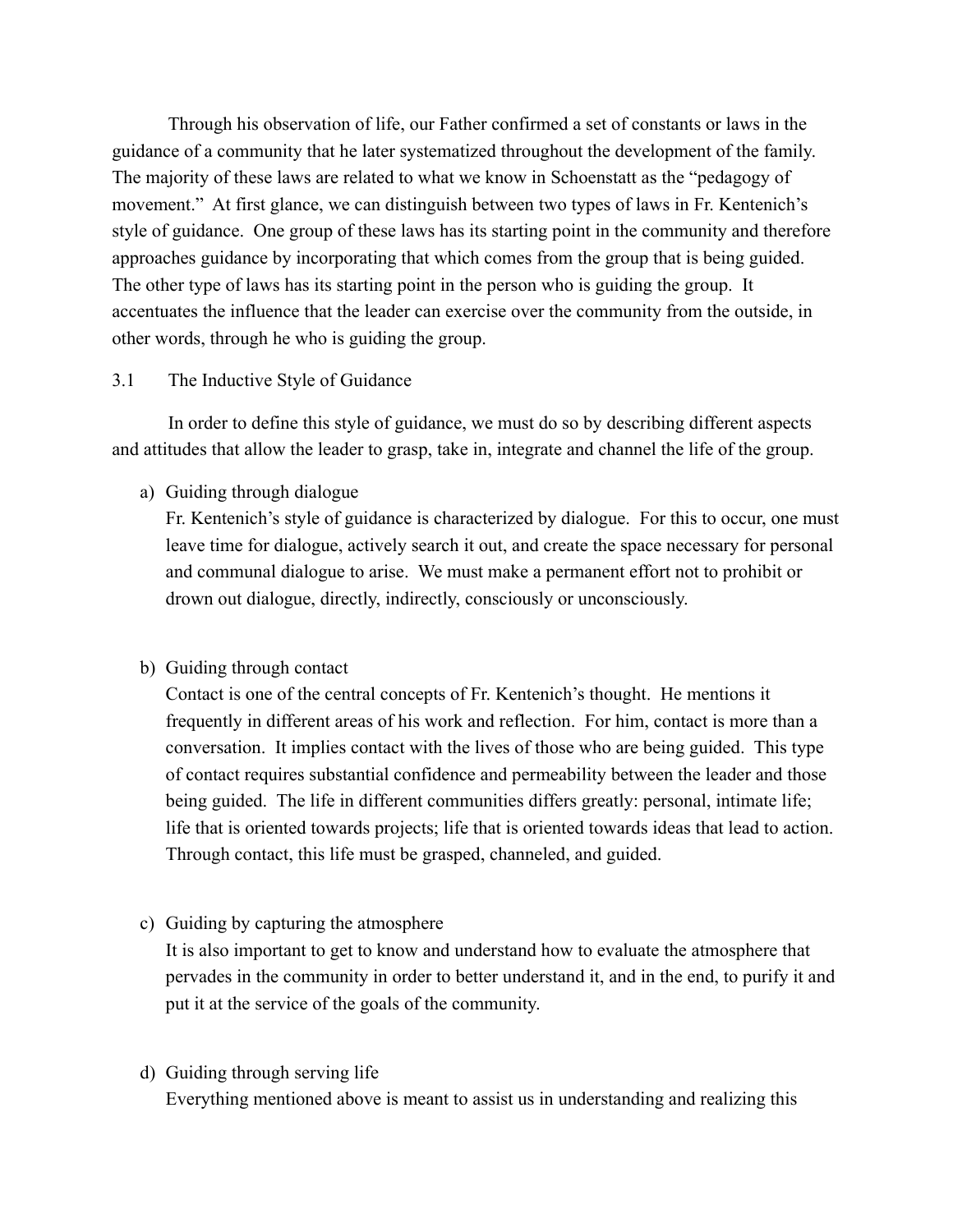Through his observation of life, our Father confirmed a set of constants or laws in the guidance of a community that he later systematized throughout the development of the family. The majority of these laws are related to what we know in Schoenstatt as the "pedagogy of movement." At first glance, we can distinguish between two types of laws in Fr. Kentenich's style of guidance. One group of these laws has its starting point in the community and therefore approaches guidance by incorporating that which comes from the group that is being guided. The other type of laws has its starting point in the person who is guiding the group. It accentuates the influence that the leader can exercise over the community from the outside, in other words, through he who is guiding the group.

### 3.1 The Inductive Style of Guidance

In order to define this style of guidance, we must do so by describing different aspects and attitudes that allow the leader to grasp, take in, integrate and channel the life of the group.

a) Guiding through dialogue
Fr. Kentenich's style of guidance is characterized by dialogue. For this to occur, one must leave time for dialogue, actively search it out, and create the space necessary for personal and communal dialogue to arise. We must make a permanent effort not to prohibit or drown out dialogue, directly, indirectly, consciously or unconsciously.

b) Guiding through contact
Contact is one of the central concepts of Fr. Kentenich's thought. He mentions it frequently in different areas of his work and reflection. For him, contact is more than a conversation. It implies contact with the lives of those who are being guided. This type of contact requires substantial confidence and permeability between the leader and those being guided. The life in different communities differs greatly: personal, intimate life; life that is oriented towards projects; life that is oriented towards ideas that lead to action. Through contact, this life must be grasped, channeled, and guided.

c) Guiding by capturing the atmosphere
It is also important to get to know and understand how to evaluate the atmosphere that pervades in the community in order to better understand it, and in the end, to purify it and put it at the service of the goals of the community.

d) Guiding through serving life
Everything mentioned above is meant to assist us in understanding and realizing this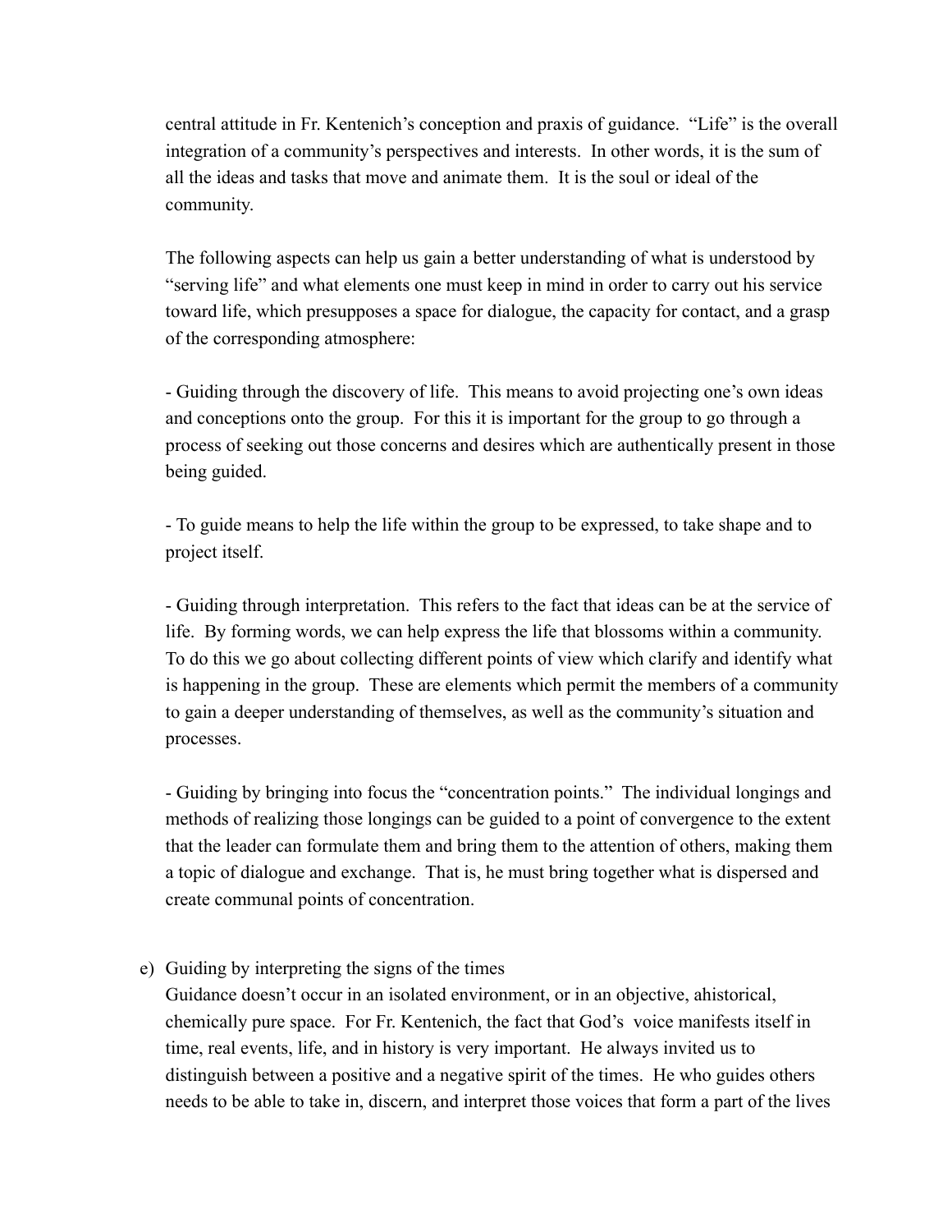central attitude in Fr. Kentenich's conception and praxis of guidance. "Life" is the overall integration of a community's perspectives and interests. In other words, it is the sum of all the ideas and tasks that move and animate them. It is the soul or ideal of the community.

The following aspects can help us gain a better understanding of what is understood by "serving life" and what elements one must keep in mind in order to carry out his service toward life, which presupposes a space for dialogue, the capacity for contact, and a grasp of the corresponding atmosphere:

- Guiding through the discovery of life. This means to avoid projecting one's own ideas and conceptions onto the group. For this it is important for the group to go through a process of seeking out those concerns and desires which are authentically present in those being guided.

- To guide means to help the life within the group to be expressed, to take shape and to project itself.

- Guiding through interpretation. This refers to the fact that ideas can be at the service of life. By forming words, we can help express the life that blossoms within a community. To do this we go about collecting different points of view which clarify and identify what is happening in the group. These are elements which permit the members of a community to gain a deeper understanding of themselves, as well as the community's situation and processes.

- Guiding by bringing into focus the "concentration points." The individual longings and methods of realizing those longings can be guided to a point of convergence to the extent that the leader can formulate them and bring them to the attention of others, making them a topic of dialogue and exchange. That is, he must bring together what is dispersed and create communal points of concentration.

e) Guiding by interpreting the signs of the times

Guidance doesn't occur in an isolated environment, or in an objective, ahistorical, chemically pure space. For Fr. Kentenich, the fact that God's voice manifests itself in time, real events, life, and in history is very important. He always invited us to distinguish between a positive and a negative spirit of the times. He who guides others needs to be able to take in, discern, and interpret those voices that form a part of the lives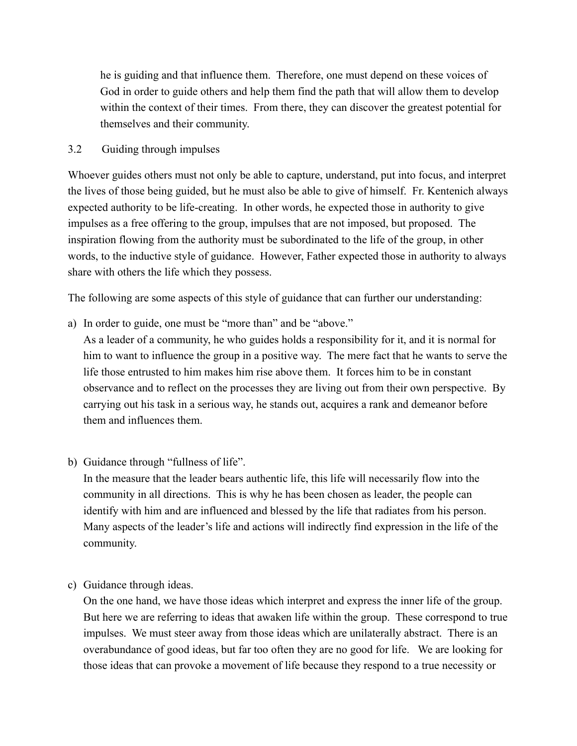he is guiding and that influence them. Therefore, one must depend on these voices of God in order to guide others and help them find the path that will allow them to develop within the context of their times. From there, they can discover the greatest potential for themselves and their community.

### 3.2 Guiding through impulses

Whoever guides others must not only be able to capture, understand, put into focus, and interpret the lives of those being guided, but he must also be able to give of himself. Fr. Kentenich always expected authority to be life-creating. In other words, he expected those in authority to give impulses as a free offering to the group, impulses that are not imposed, but proposed. The inspiration flowing from the authority must be subordinated to the life of the group, in other words, to the inductive style of guidance. However, Father expected those in authority to always share with others the life which they possess.

The following are some aspects of this style of guidance that can further our understanding:

a) In order to guide, one must be "more than" and be "above."
   As a leader of a community, he who guides holds a responsibility for it, and it is normal for him to want to influence the group in a positive way. The mere fact that he wants to serve the life those entrusted to him makes him rise above them. It forces him to be in constant observance and to reflect on the processes they are living out from their own perspective. By carrying out his task in a serious way, he stands out, acquires a rank and demeanor before them and influences them.

b) Guidance through "fullness of life".
   In the measure that the leader bears authentic life, this life will necessarily flow into the community in all directions. This is why he has been chosen as leader, the people can identify with him and are influenced and blessed by the life that radiates from his person. Many aspects of the leader's life and actions will indirectly find expression in the life of the community.

c) Guidance through ideas.
   On the one hand, we have those ideas which interpret and express the inner life of the group. But here we are referring to ideas that awaken life within the group. These correspond to true impulses. We must steer away from those ideas which are unilaterally abstract. There is an overabundance of good ideas, but far too often they are no good for life. We are looking for those ideas that can provoke a movement of life because they respond to a true necessity or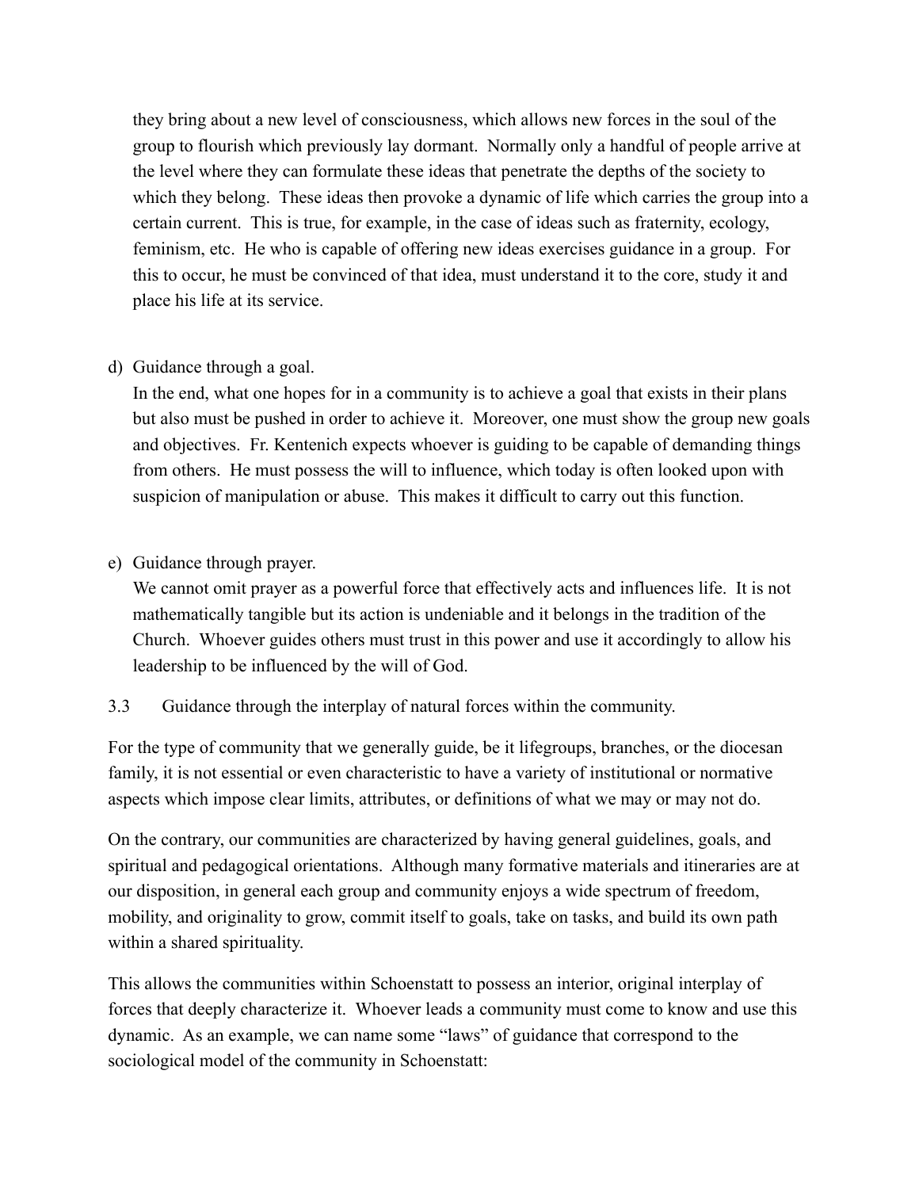they bring about a new level of consciousness, which allows new forces in the soul of the group to flourish which previously lay dormant. Normally only a handful of people arrive at the level where they can formulate these ideas that penetrate the depths of the society to which they belong. These ideas then provoke a dynamic of life which carries the group into a certain current. This is true, for example, in the case of ideas such as fraternity, ecology, feminism, etc. He who is capable of offering new ideas exercises guidance in a group. For this to occur, he must be convinced of that idea, must understand it to the core, study it and place his life at its service.

d) Guidance through a goal.
   In the end, what one hopes for in a community is to achieve a goal that exists in their plans but also must be pushed in order to achieve it. Moreover, one must show the group new goals and objectives. Fr. Kentenich expects whoever is guiding to be capable of demanding things from others. He must possess the will to influence, which today is often looked upon with suspicion of manipulation or abuse. This makes it difficult to carry out this function.

e) Guidance through prayer.
   We cannot omit prayer as a powerful force that effectively acts and influences life. It is not mathematically tangible but its action is undeniable and it belongs in the tradition of the Church. Whoever guides others must trust in this power and use it accordingly to allow his leadership to be influenced by the will of God.

3.3 Guidance through the interplay of natural forces within the community.

For the type of community that we generally guide, be it lifegroups, branches, or the diocesan family, it is not essential or even characteristic to have a variety of institutional or normative aspects which impose clear limits, attributes, or definitions of what we may or may not do.

On the contrary, our communities are characterized by having general guidelines, goals, and spiritual and pedagogical orientations. Although many formative materials and itineraries are at our disposition, in general each group and community enjoys a wide spectrum of freedom, mobility, and originality to grow, commit itself to goals, take on tasks, and build its own path within a shared spirituality.

This allows the communities within Schoenstatt to possess an interior, original interplay of forces that deeply characterize it. Whoever leads a community must come to know and use this dynamic. As an example, we can name some "laws" of guidance that correspond to the sociological model of the community in Schoenstatt: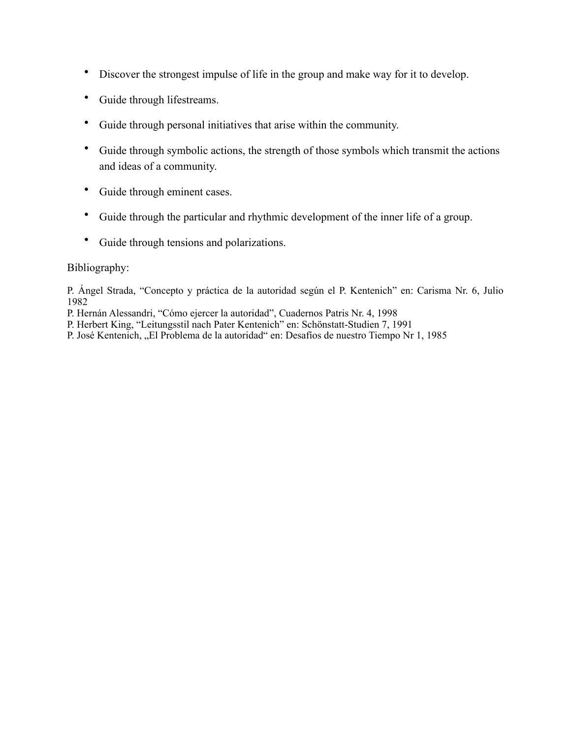- Discover the strongest impulse of life in the group and make way for it to develop.
- Guide through lifestreams.
- Guide through personal initiatives that arise within the community.
- Guide through symbolic actions, the strength of those symbols which transmit the actions and ideas of a community.
- Guide through eminent cases.
- Guide through the particular and rhythmic development of the inner life of a group.
- Guide through tensions and polarizations.

Bibliography:

P. Ángel Strada, "Concepto y práctica de la autoridad según el P. Kentenich" en: Carisma Nr. 6, Julio 1982
P. Hernán Alessandri, "Cómo ejercer la autoridad", Cuadernos Patris Nr. 4, 1998
P. Herbert King, "Leitungsstil nach Pater Kentenich" en: Schönstatt-Studien 7, 1991
P. José Kentenich, „El Problema de la autoridad" en: Desafíos de nuestro Tiempo Nr 1, 1985